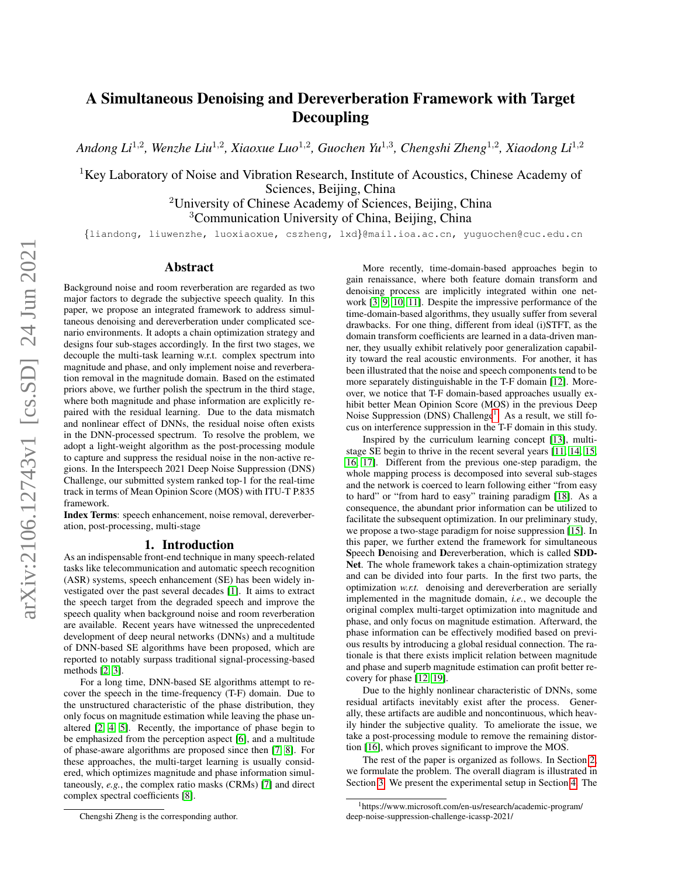# A Simultaneous Denoising and Dereverberation Framework with Target Decoupling

*Andong Li*[1,2], *Wenzhe Liu*[1,2], *Xiaoxue Luo*[1,2], *Guochen Yu*[1,3], *Chengshi Zheng*[1,2], *Xiaodong Li*[1,2]

[1]Key Laboratory of Noise and Vibration Research, Institute of Acoustics, Chinese Academy of Sciences, Beijing, China
[2]University of Chinese Academy of Sciences, Beijing, China
[3]Communication University of China, Beijing, China

{liandong, liuwenzhe, luoxiaoxue, cszheng, lxd}@mail.ioa.ac.cn, yuguochen@cuc.edu.cn

## Abstract

Background noise and room reverberation are regarded as two major factors to degrade the subjective speech quality. In this paper, we propose an integrated framework to address simultaneous denoising and dereverberation under complicated scenario environments. It adopts a chain optimization strategy and designs four sub-stages accordingly. In the first two stages, we decouple the multi-task learning w.r.t. complex spectrum into magnitude and phase, and only implement noise and reverberation removal in the magnitude domain. Based on the estimated priors above, we further polish the spectrum in the third stage, where both magnitude and phase information are explicitly repaired with the residual learning. Due to the data mismatch and nonlinear effect of DNNs, the residual noise often exists in the DNN-processed spectrum. To resolve the problem, we adopt a light-weight algorithm as the post-processing module to capture and suppress the residual noise in the non-active regions. In the Interspeech 2021 Deep Noise Suppression (DNS) Challenge, our submitted system ranked top-1 for the real-time track in terms of Mean Opinion Score (MOS) with ITU-T P.835 framework.

**Index Terms**: speech enhancement, noise removal, dereverberation, post-processing, multi-stage

## 1. Introduction

As an indispensable front-end technique in many speech-related tasks like telecommunication and automatic speech recognition (ASR) systems, speech enhancement (SE) has been widely investigated over the past several decades [1]. It aims to extract the speech target from the degraded speech and improve the speech quality when background noise and room reverberation are available. Recent years have witnessed the unprecedented development of deep neural networks (DNNs) and a multitude of DNN-based SE algorithms have been proposed, which are reported to notably surpass traditional signal-processing-based methods [2, 3].

For a long time, DNN-based SE algorithms attempt to recover the speech in the time-frequency (T-F) domain. Due to the unstructured characteristic of the phase distribution, they only focus on magnitude estimation while leaving the phase unaltered [2, 4, 5]. Recently, the importance of phase begin to be emphasized from the perception aspect [6], and a multitude of phase-aware algorithms are proposed since then [7, 8]. For these approaches, the multi-target learning is usually considered, which optimizes magnitude and phase information simultaneously, *e.g.*, the complex ratio masks (CRMs) [7] and direct complex spectral coefficients [8].

More recently, time-domain-based approaches begin to gain renaissance, where both feature domain transform and denoising process are implicitly integrated within one network [3, 9, 10, 11]. Despite the impressive performance of the time-domain-based algorithms, they usually suffer from several drawbacks. For one thing, different from ideal (i)STFT, as the domain transform coefficients are learned in a data-driven manner, they usually exhibit relatively poor generalization capability toward the real acoustic environments. For another, it has been illustrated that the noise and speech components tend to be more separately distinguishable in the T-F domain [12]. Moreover, we notice that T-F domain-based approaches usually exhibit better Mean Opinion Score (MOS) in the previous Deep Noise Suppression (DNS) Challenge[1]. As a result, we still focus on interference suppression in the T-F domain in this study.

Inspired by the curriculum learning concept [13], multi-stage SE begin to thrive in the recent several years [11, 14, 15, 16, 17]. Different from the previous one-step paradigm, the whole mapping process is decomposed into several sub-stages and the network is coerced to learn following either "from easy to hard" or "from hard to easy" training paradigm [18]. As a consequence, the abundant prior information can be utilized to facilitate the subsequent optimization. In our preliminary study, we propose a two-stage paradigm for noise suppression [15]. In this paper, we further extend the framework for simultaneous **S**peech **D**enoising and **D**ereverberation, which is called **SDD-Net**. The whole framework takes a chain-optimization strategy and can be divided into four parts. In the first two parts, the optimization *w.r.t.* denoising and dereverberation are serially implemented in the magnitude domain, *i.e.*, we decouple the original complex multi-target optimization into magnitude and phase, and only focus on magnitude estimation. Afterward, the phase information can be effectively modified based on previous results by introducing a global residual connection. The rationale is that there exists implicit relation between magnitude and phase and superb magnitude estimation can profit better recovery for phase [12, 19].

Due to the highly nonlinear characteristic of DNNs, some residual artifacts inevitably exist after the process. Generally, these artifacts are audible and noncontinuous, which heavily hinder the subjective quality. To ameliorate the issue, we take a post-processing module to remove the remaining distortion [16], which proves significant to improve the MOS.

The rest of the paper is organized as follows. In Section 2, we formulate the problem. The overall diagram is illustrated in Section 3. We present the experimental setup in Section 4. The

Chengshi Zheng is the corresponding author.

[1]https://www.microsoft.com/en-us/research/academic-program/deep-noise-suppression-challenge-icassp-2021/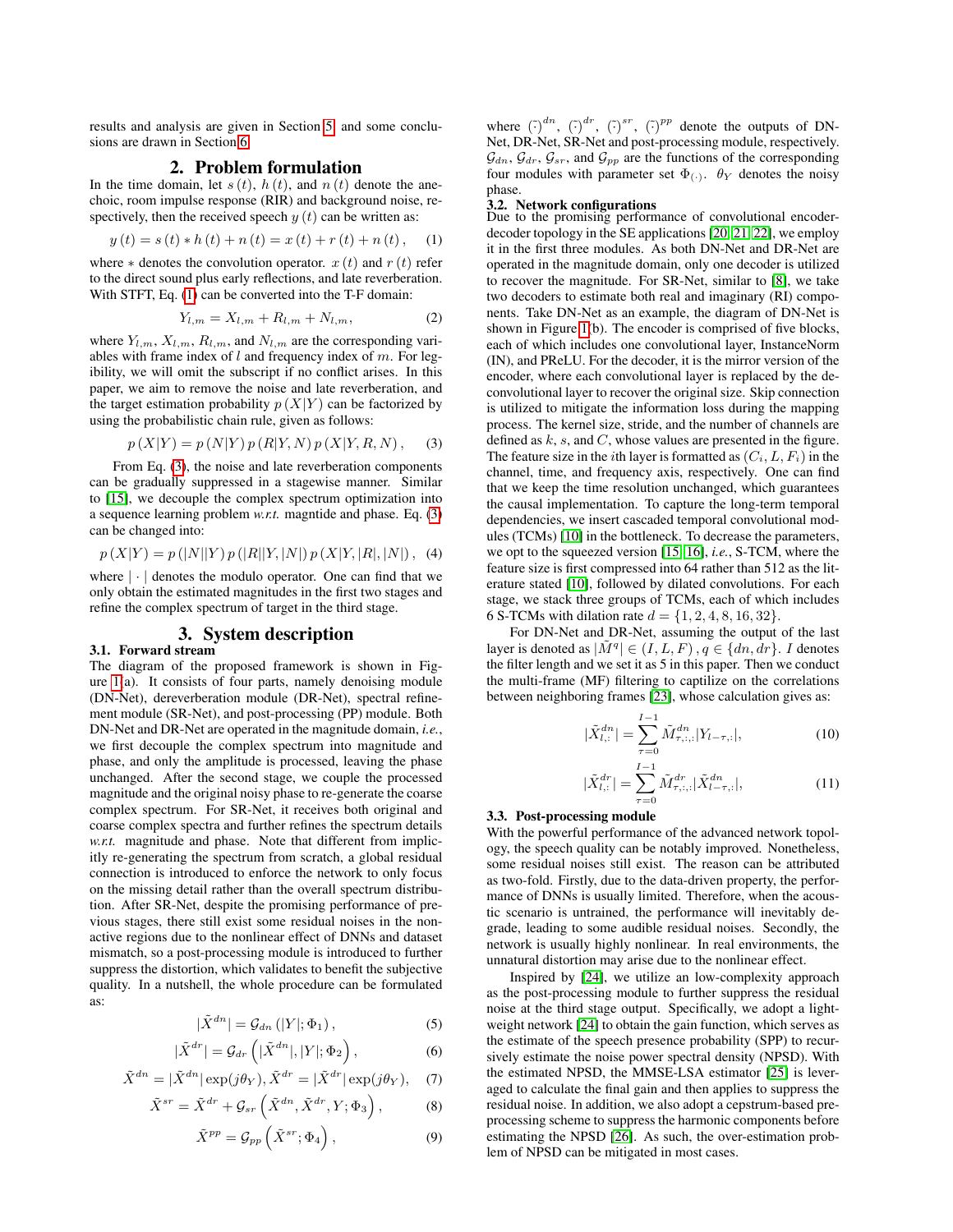results and analysis are given in Section 5, and some conclusions are drawn in Section 6.

## 2. Problem formulation

In the time domain, let $s(t)$, $h(t)$, and $n(t)$ denote the anechoic, room impulse response (RIR) and background noise, respectively, then the received speech $y(t)$ can be written as:

$$y(t) = s(t) * h(t) + n(t) = x(t) + r(t) + n(t), \quad (1)$$

where $*$ denotes the convolution operator. $x(t)$ and $r(t)$ refer to the direct sound plus early reflections, and late reverberation. With STFT, Eq. (1) can be converted into the T-F domain:

$$Y_{l,m} = X_{l,m} + R_{l,m} + N_{l,m}, \quad (2)$$

where $Y_{l,m}$, $X_{l,m}$, $R_{l,m}$, and $N_{l,m}$ are the corresponding variables with frame index of $l$ and frequency index of $m$. For legibility, we will omit the subscript if no conflict arises. In this paper, we aim to remove the noise and late reverberation, and the target estimation probability $p(X|Y)$ can be factorized by using the probabilistic chain rule, given as follows:

$$p(X|Y) = p(N|Y)\,p(R|Y, N)\,p(X|Y, R, N), \quad (3)$$

From Eq. (3), the noise and late reverberation components can be gradually suppressed in a stagewise manner. Similar to [15], we decouple the complex spectrum optimization into a sequence learning problem *w.r.t.* magntide and phase. Eq. (3) can be changed into:

$$p(X|Y) = p(|N||Y)\,p(|R||Y, |N|)\,p(X|Y, |R|, |N|), \quad (4)$$

where $|\cdot|$ denotes the modulo operator. One can find that we only obtain the estimated magnitudes in the first two stages and refine the complex spectrum of target in the third stage.

## 3. System description

### 3.1. Forward stream

The diagram of the proposed framework is shown in Figure 1(a). It consists of four parts, namely denoising module (DN-Net), dereverberation module (DR-Net), spectral refinement module (SR-Net), and post-processing (PP) module. Both DN-Net and DR-Net are operated in the magnitude domain, *i.e.*, we first decouple the complex spectrum into magnitude and phase, and only the amplitude is processed, leaving the phase unchanged. After the second stage, we couple the processed magnitude and the original noisy phase to re-generate the coarse complex spectrum. For SR-Net, it receives both original and coarse complex spectra and further refines the spectrum details *w.r.t.* magnitude and phase. Note that different from implicitly re-generating the spectrum from scratch, a global residual connection is introduced to enforce the network to only focus on the missing detail rather than the overall spectrum distribution. After SR-Net, despite the promising performance of previous stages, there still exist some residual noises in the non-active regions due to the nonlinear effect of DNNs and dataset mismatch, so a post-processing module is introduced to further suppress the distortion, which validates to benefit the subjective quality. In a nutshell, the whole procedure can be formulated as:

$$|\tilde{X}^{dn}| = \mathcal{G}_{dn}\left(|Y|; \Phi_1\right), \quad (5)$$

$$|\tilde{X}^{dr}| = \mathcal{G}_{dr}\left(|\tilde{X}^{dn}|, |Y|; \Phi_2\right), \quad (6)$$

$$\tilde{X}^{dn} = |\tilde{X}^{dn}|\exp(j\theta_Y), \tilde{X}^{dr} = |\tilde{X}^{dr}|\exp(j\theta_Y), \quad (7)$$

$$\tilde{X}^{sr} = \tilde{X}^{dr} + \mathcal{G}_{sr}\left(\tilde{X}^{dn}, \tilde{X}^{dr}, Y; \Phi_3\right), \quad (8)$$

$$\tilde{X}^{pp} = \mathcal{G}_{pp}\left(\tilde{X}^{sr}; \Phi_4\right), \quad (9)$$

where $\tilde{(\cdot)}^{dn}$, $\tilde{(\cdot)}^{dr}$, $\tilde{(\cdot)}^{sr}$, $\tilde{(\cdot)}^{pp}$ denote the outputs of DN-Net, DR-Net, SR-Net and post-processing module, respectively. $\mathcal{G}_{dn}$, $\mathcal{G}_{dr}$, $\mathcal{G}_{sr}$, and $\mathcal{G}_{pp}$ are the functions of the corresponding four modules with parameter set $\Phi_{(\cdot)}$. $\theta_Y$ denotes the noisy phase.

### 3.2. Network configurations

Due to the promising performance of convolutional encoder-decoder topology in the SE applications [20, 21, 22], we employ it in the first three modules. As both DN-Net and DR-Net are operated in the magnitude domain, only one decoder is utilized to recover the magnitude. For SR-Net, similar to [8], we take two decoders to estimate both real and imaginary (RI) components. Take DN-Net as an example, the diagram of DN-Net is shown in Figure 1(b). The encoder is comprised of five blocks, each of which includes one convolutional layer, InstanceNorm (IN), and PReLU. For the decoder, it is the mirror version of the encoder, where each convolutional layer is replaced by the deconvolutional layer to recover the original size. Skip connection is utilized to mitigate the information loss during the mapping process. The kernel size, stride, and the number of channels are defined as $k$, $s$, and $C$, whose values are presented in the figure. The feature size in the $i$th layer is formatted as $(C_i, L, F_i)$ in the channel, time, and frequency axis, respectively. One can find that we keep the time resolution unchanged, which guarantees the causal implementation. To capture the long-term temporal dependencies, we insert cascaded temporal convolutional modules (TCMs) [10] in the bottleneck. To decrease the parameters, we opt to the squeezed version [15, 16], *i.e.*, S-TCM, where the feature size is first compressed into 64 rather than 512 as the literature stated [10], followed by dilated convolutions. For each stage, we stack three groups of TCMs, each of which includes 6 S-TCMs with dilation rate $d = \{1, 2, 4, 8, 16, 32\}$.

For DN-Net and DR-Net, assuming the output of the last layer is denoted as $|\tilde{M}^q| \in (I, L, F), q \in \{dn, dr\}$. $I$ denotes the filter length and we set it as 5 in this paper. Then we conduct the multi-frame (MF) filtering to captilize on the correlations between neighboring frames [23], whose calculation gives as:

$$|\tilde{X}^{dn}_{l,:}| = \sum_{\tau=0}^{I-1} \tilde{M}^{dn}_{\tau,:,:}|Y_{l-\tau,:}|, \quad (10)$$

$$|\tilde{X}^{dr}_{l,:}| = \sum_{\tau=0}^{I-1} \tilde{M}^{dr}_{\tau,:,:}|\tilde{X}^{dn}_{l-\tau,:}|, \quad (11)$$

### 3.3. Post-processing module

With the powerful performance of the advanced network topology, the speech quality can be notably improved. Nonetheless, some residual noises still exist. The reason can be attributed as two-fold. Firstly, due to the data-driven property, the performance of DNNs is usually limited. Therefore, when the acoustic scenario is untrained, the performance will inevitably degrade, leading to some audible residual noises. Secondly, the network is usually highly nonlinear. In real environments, the unnatural distortion may arise due to the nonlinear effect.

Inspired by [24], we utilize an low-complexity approach as the post-processing module to further suppress the residual noise at the third stage output. Specifically, we adopt a lightweight network [24] to obtain the gain function, which serves as the estimate of the speech presence probability (SPP) to recursively estimate the noise power spectral density (NPSD). With the estimated NPSD, the MMSE-LSA estimator [25] is leveraged to calculate the final gain and then applies to suppress the residual noise. In addition, we also adopt a cepstrum-based preprocessing scheme to suppress the harmonic components before estimating the NPSD [26]. As such, the over-estimation problem of NPSD can be mitigated in most cases.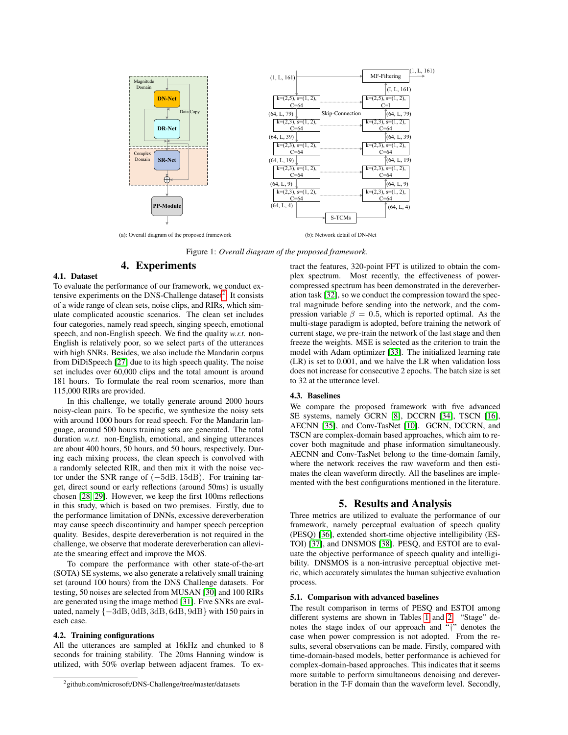(a): Overall diagram of the proposed framework

(b): Network detail of DN-Net

Figure 1: *Overall diagram of the proposed framework.*

# 4. Experiments

## 4.1. Dataset

To evaluate the performance of our framework, we conduct extensive experiments on the DNS-Challenge dataset[2]. It consists of a wide range of clean sets, noise clips, and RIRs, which simulate complicated acoustic scenarios. The clean set includes four categories, namely read speech, singing speech, emotional speech, and non-English speech. We find the quality *w.r.t.* non-English is relatively poor, so we select parts of the utterances with high SNRs. Besides, we also include the Mandarin corpus from DiDiSpeech [27] due to its high speech quality. The noise set includes over 60,000 clips and the total amount is around 181 hours. To formulate the real room scenarios, more than 115,000 RIRs are provided.

In this challenge, we totally generate around 2000 hours noisy-clean pairs. To be specific, we synthesize the noisy sets with around 1000 hours for read speech. For the Mandarin language, around 500 hours training sets are generated. The total duration *w.r.t.* non-English, emotional, and singing utterances are about 400 hours, 50 hours, and 50 hours, respectively. During each mixing process, the clean speech is convolved with a randomly selected RIR, and then mix it with the noise vector under the SNR range of $(-5\text{dB}, 15\text{dB})$. For training target, direct sound or early reflections (around 50ms) is usually chosen [28, 29]. However, we keep the first 100ms reflections in this study, which is based on two premises. Firstly, due to the performance limitation of DNNs, excessive dereverberation may cause speech discontinuity and hamper speech perception quality. Besides, despite dereverberation is not required in the challenge, we observe that moderate dereverberation can alleviate the smearing effect and improve the MOS.

To compare the performance with other state-of-the-art (SOTA) SE systems, we also generate a relatively small training set (around 100 hours) from the DNS Challenge datasets. For testing, 50 noises are selected from MUSAN [30] and 100 RIRs are generated using the image method [31]. Five SNRs are evaluated, namely $\{-3\text{dB}, 0\text{dB}, 3\text{dB}, 6\text{dB}, 9\text{dB}\}$ with 150 pairs in each case.

## 4.2. Training configurations

All the utterances are sampled at 16kHz and chunked to 8 seconds for training stability. The 20ms Hanning window is utilized, with 50% overlap between adjacent frames. To extract the features, 320-point FFT is utilized to obtain the complex spectrum. Most recently, the effectiveness of power-compressed spectrum has been demonstrated in the dereverberation task [32], so we conduct the compression toward the spectral magnitude before sending into the network, and the compression variable $\beta = 0.5$, which is reported optimal. As the multi-stage paradigm is adopted, before training the network of current stage, we pre-train the network of the last stage and then freeze the weights. MSE is selected as the criterion to train the model with Adam optimizer [33]. The initialized learning rate (LR) is set to 0.001, and we halve the LR when validation loss does not increase for consecutive 2 epochs. The batch size is set to 32 at the utterance level.

## 4.3. Baselines

We compare the proposed framework with five advanced SE systems, namely GCRN [8], DCCRN [34], TSCN [16], AECNN [35], and Conv-TasNet [10]. GCRN, DCCRN, and TSCN are complex-domain based approaches, which aim to recover both magnitude and phase information simultaneously. AECNN and Conv-TasNet belong to the time-domain family, where the network receives the raw waveform and then estimates the clean waveform directly. All the baselines are implemented with the best configurations mentioned in the literature.

# 5. Results and Analysis

Three metrics are utilized to evaluate the performance of our framework, namely perceptual evaluation of speech quality (PESQ) [36], extended short-time objective intelligibility (ESTOI) [37], and DNSMOS [38]. PESQ, and ESTOI are to evaluate the objective performance of speech quality and intelligibility. DNSMOS is a non-intrusive perceptual objective metric, which accurately simulates the human subjective evaluation process.

## 5.1. Comparison with advanced baselines

The result comparison in terms of PESQ and ESTOI among different systems are shown in Tables 1 and 2. "Stage" denotes the stage index of our approach and "†" denotes the case when power compression is not adopted. From the results, several observations can be made. Firstly, compared with time-domain-based models, better performance is achieved for complex-domain-based approaches. This indicates that it seems more suitable to perform simultaneous denoising and dereverberation in the T-F domain than the waveform level. Secondly,

[2] github.com/microsoft/DNS-Challenge/tree/master/datasets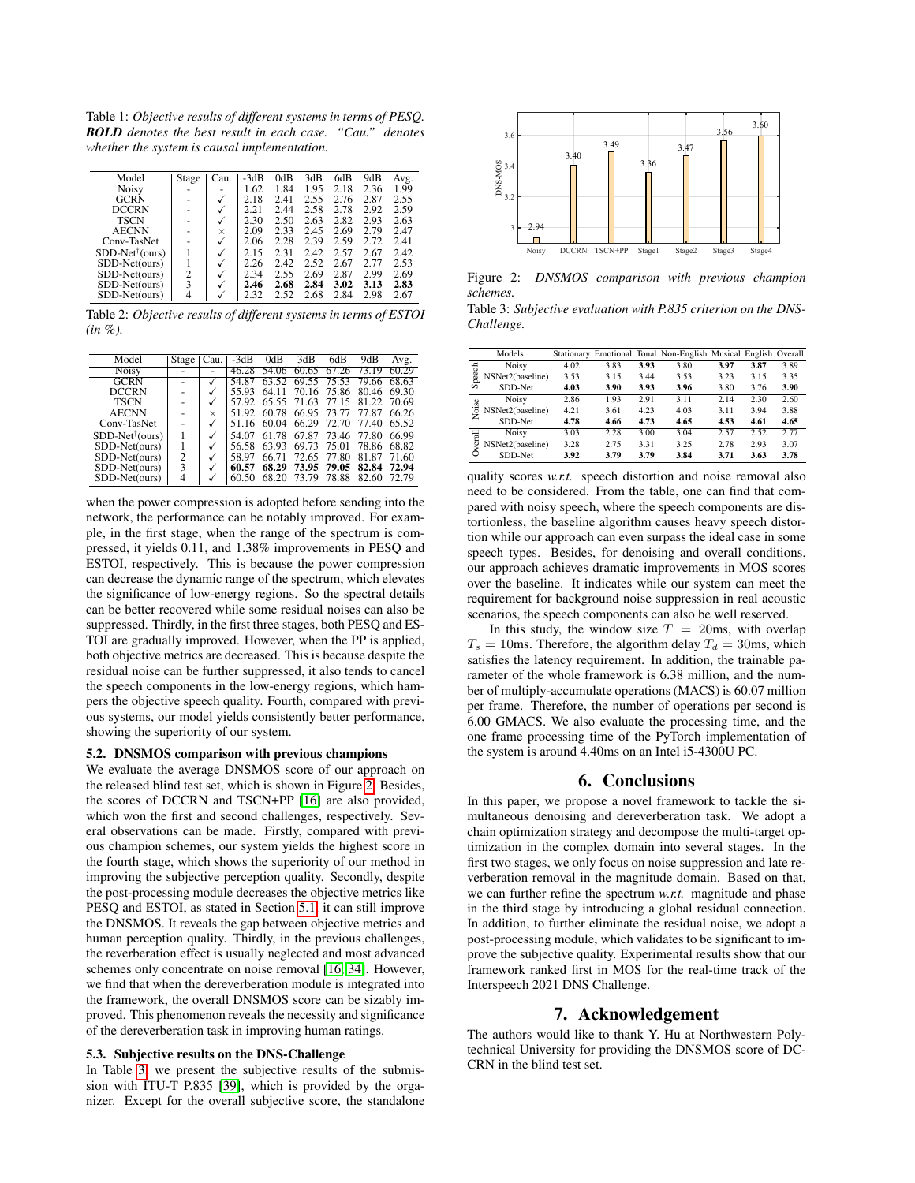Table 1: *Objective results of different systems in terms of PESQ. **BOLD** denotes the best result in each case. "Cau." denotes whether the system is causal implementation.*

| Model | Stage | Cau. | -3dB | 0dB | 3dB | 6dB | 9dB | Avg. |
|---|---|---|---|---|---|---|---|---|
| Noisy | - | - | 1.62 | 1.84 | 1.95 | 2.18 | 2.36 | 1.99 |
| GCRN | - | ✓ | 2.18 | 2.41 | 2.55 | 2.76 | 2.87 | 2.55 |
| DCCRN | - | ✓ | 2.21 | 2.44 | 2.58 | 2.78 | 2.92 | 2.59 |
| TSCN | - | ✓ | 2.30 | 2.50 | 2.63 | 2.82 | 2.93 | 2.63 |
| AECNN | - | × | 2.09 | 2.33 | 2.45 | 2.69 | 2.79 | 2.47 |
| Conv-TasNet | - | ✓ | 2.06 | 2.28 | 2.39 | 2.59 | 2.72 | 2.41 |
| SDD-Net†(ours) | 1 | ✓ | 2.15 | 2.31 | 2.42 | 2.57 | 2.67 | 2.42 |
| SDD-Net(ours) | 1 | ✓ | 2.26 | 2.42 | 2.52 | 2.67 | 2.77 | 2.53 |
| SDD-Net(ours) | 2 | ✓ | 2.34 | 2.55 | 2.69 | 2.87 | 2.99 | 2.69 |
| SDD-Net(ours) | 3 | ✓ | **2.46** | **2.68** | **2.84** | **3.02** | **3.13** | **2.83** |
| SDD-Net(ours) | 4 | ✓ | 2.32 | 2.52 | 2.68 | 2.84 | 2.98 | 2.67 |

Table 2: *Objective results of different systems in terms of ESTOI (in %).*

| Model | Stage | Cau. | -3dB | 0dB | 3dB | 6dB | 9dB | Avg. |
|---|---|---|---|---|---|---|---|---|
| Noisy | - | - | 46.28 | 54.06 | 60.65 | 67.26 | 73.19 | 60.29 |
| GCRN | - | ✓ | 54.87 | 63.52 | 69.55 | 75.53 | 79.66 | 68.63 |
| DCCRN | - | ✓ | 55.93 | 64.11 | 70.16 | 75.86 | 80.46 | 69.30 |
| TSCN | - | ✓ | 57.92 | 65.55 | 71.63 | 77.15 | 81.22 | 70.69 |
| AECNN | - | × | 51.92 | 60.78 | 66.95 | 73.77 | 77.87 | 66.26 |
| Conv-TasNet | - | ✓ | 51.16 | 60.04 | 66.29 | 72.70 | 77.40 | 65.52 |
| SDD-Net†(ours) | 1 | ✓ | 54.07 | 61.78 | 67.87 | 73.46 | 77.80 | 66.99 |
| SDD-Net(ours) | 1 | ✓ | 56.58 | 63.93 | 69.73 | 75.01 | 78.86 | 68.82 |
| SDD-Net(ours) | 2 | ✓ | 58.97 | 66.71 | 72.65 | 77.80 | 81.87 | 71.60 |
| SDD-Net(ours) | 3 | ✓ | **60.57** | **68.29** | **73.95** | **79.05** | **82.84** | **72.94** |
| SDD-Net(ours) | 4 | ✓ | 60.50 | 68.20 | 73.79 | 78.88 | 82.60 | 72.79 |

when the power compression is adopted before sending into the network, the performance can be notably improved. For example, in the first stage, when the range of the spectrum is compressed, it yields 0.11, and 1.38% improvements in PESQ and ESTOI, respectively. This is because the power compression can decrease the dynamic range of the spectrum, which elevates the significance of low-energy regions. So the spectral details can be better recovered while some residual noises can also be suppressed. Thirdly, in the first three stages, both PESQ and ESTOI are gradually improved. However, when the PP is applied, both objective metrics are decreased. This is because despite the residual noise can be further suppressed, it also tends to cancel the speech components in the low-energy regions, which hampers the objective speech quality. Fourth, compared with previous systems, our model yields consistently better performance, showing the superiority of our system.

### 5.2. DNSMOS comparison with previous champions

We evaluate the average DNSMOS score of our approach on the released blind test set, which is shown in Figure 2. Besides, the scores of DCCRN and TSCN+PP [16] are also provided, which won the first and second challenges, respectively. Several observations can be made. Firstly, compared with previous champion schemes, our system yields the highest score in the fourth stage, which shows the superiority of our method in improving the subjective perception quality. Secondly, despite the post-processing module decreases the objective metrics like PESQ and ESTOI, as stated in Section 5.1, it can still improve the DNSMOS. It reveals the gap between objective metrics and human perception quality. Thirdly, in the previous challenges, the reverberation effect is usually neglected and most advanced schemes only concentrate on noise removal [16, 34]. However, we find that when the dereverberation module is integrated into the framework, the overall DNSMOS score can be sizably improved. This phenomenon reveals the necessity and significance of the dereverberation task in improving human ratings.

### 5.3. Subjective results on the DNS-Challenge

In Table 3, we present the subjective results of the submission with ITU-T P.835 [39], which is provided by the organizer. Except for the overall subjective score, the standalone

| | Noisy | DCCRN | TSCN+PP | Stage1 | Stage2 | Stage3 | Stage4 |
|---|---|---|---|---|---|---|---|
| DNS-MOS | 2.94 | 3.40 | 3.49 | 3.36 | 3.47 | 3.56 | 3.60 |

Figure 2: *DNSMOS comparison with previous champion schemes.*

Table 3: *Subjective evaluation with P.835 criterion on the DNS-Challenge.*

| | Models | Stationary | Emotional | Tonal | Non-English | Musical | English | Overall |
|---|---|---|---|---|---|---|---|---|
| Speech | Noisy | 4.02 | 3.83 | **3.93** | 3.80 | **3.97** | **3.87** | 3.89 |
| | NSNet2(baseline) | 3.53 | 3.15 | 3.44 | 3.53 | 3.23 | 3.15 | 3.35 |
| | SDD-Net | **4.03** | **3.90** | **3.93** | **3.96** | 3.80 | 3.76 | **3.90** |
| Noise | Noisy | 2.86 | 1.93 | 2.91 | 3.11 | 2.14 | 2.30 | 2.60 |
| | NSNet2(baseline) | 4.21 | 3.61 | 4.23 | 4.03 | 3.11 | 3.94 | 3.88 |
| | SDD-Net | **4.78** | **4.66** | **4.73** | **4.65** | **4.53** | **4.61** | **4.65** |
| Overall | Noisy | 3.03 | 2.28 | 3.00 | 3.04 | 2.57 | 2.52 | 2.77 |
| | NSNet2(baseline) | 3.28 | 2.75 | 3.31 | 3.25 | 2.78 | 2.93 | 3.07 |
| | SDD-Net | **3.92** | **3.79** | **3.79** | **3.84** | **3.71** | **3.63** | **3.78** |

quality scores *w.r.t.* speech distortion and noise removal also need to be considered. From the table, one can find that compared with noisy speech, where the speech components are distortionless, the baseline algorithm causes heavy speech distortion while our approach can even surpass the ideal case in some speech types. Besides, for denoising and overall conditions, our approach achieves dramatic improvements in MOS scores over the baseline. It indicates while our system can meet the requirement for background noise suppression in real acoustic scenarios, the speech components can also be well reserved.

In this study, the window size $T = 20$ms, with overlap $T_s = 10$ms. Therefore, the algorithm delay $T_d = 30$ms, which satisfies the latency requirement. In addition, the trainable parameter of the whole framework is 6.38 million, and the number of multiply-accumulate operations (MACS) is 60.07 million per frame. Therefore, the number of operations per second is 6.00 GMACS. We also evaluate the processing time, and the one frame processing time of the PyTorch implementation of the system is around 4.40ms on an Intel i5-4300U PC.

## 6. Conclusions

In this paper, we propose a novel framework to tackle the simultaneous denoising and dereverberation task. We adopt a chain optimization strategy and decompose the multi-target optimization in the complex domain into several stages. In the first two stages, we only focus on noise suppression and late reverberation removal in the magnitude domain. Based on that, we can further refine the spectrum *w.r.t.* magnitude and phase in the third stage by introducing a global residual connection. In addition, to further eliminate the residual noise, we adopt a post-processing module, which validates to be significant to improve the subjective quality. Experimental results show that our framework ranked first in MOS for the real-time track of the Interspeech 2021 DNS Challenge.

## 7. Acknowledgement

The authors would like to thank Y. Hu at Northwestern Polytechnical University for providing the DNSMOS score of DCCRN in the blind test set.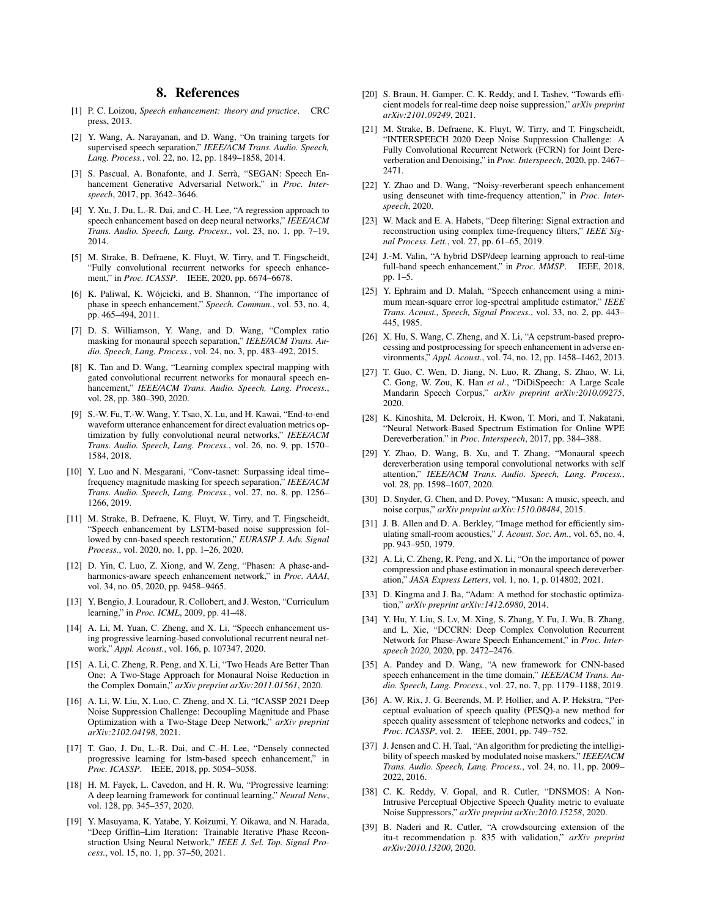## 8. References

[1] P. C. Loizou, *Speech enhancement: theory and practice*. CRC press, 2013.

[2] Y. Wang, A. Narayanan, and D. Wang, "On training targets for supervised speech separation," *IEEE/ACM Trans. Audio. Speech, Lang. Process.*, vol. 22, no. 12, pp. 1849–1858, 2014.

[3] S. Pascual, A. Bonafonte, and J. Serrà, "SEGAN: Speech Enhancement Generative Adversarial Network," in *Proc. Interspeech*, 2017, pp. 3642–3646.

[4] Y. Xu, J. Du, L.-R. Dai, and C.-H. Lee, "A regression approach to speech enhancement based on deep neural networks," *IEEE/ACM Trans. Audio. Speech, Lang. Process.*, vol. 23, no. 1, pp. 7–19, 2014.

[5] M. Strake, B. Defraene, K. Fluyt, W. Tirry, and T. Fingscheidt, "Fully convolutional recurrent networks for speech enhancement," in *Proc. ICASSP*. IEEE, 2020, pp. 6674–6678.

[6] K. Paliwal, K. Wójcicki, and B. Shannon, "The importance of phase in speech enhancement," *Speech. Commun.*, vol. 53, no. 4, pp. 465–494, 2011.

[7] D. S. Williamson, Y. Wang, and D. Wang, "Complex ratio masking for monaural speech separation," *IEEE/ACM Trans. Audio. Speech, Lang. Process.*, vol. 24, no. 3, pp. 483–492, 2015.

[8] K. Tan and D. Wang, "Learning complex spectral mapping with gated convolutional recurrent networks for monaural speech enhancement," *IEEE/ACM Trans. Audio. Speech, Lang. Process.*, vol. 28, pp. 380–390, 2020.

[9] S.-W. Fu, T.-W. Wang, Y. Tsao, X. Lu, and H. Kawai, "End-to-end waveform utterance enhancement for direct evaluation metrics optimization by fully convolutional neural networks," *IEEE/ACM Trans. Audio. Speech, Lang. Process.*, vol. 26, no. 9, pp. 1570–1584, 2018.

[10] Y. Luo and N. Mesgarani, "Conv-tasnet: Surpassing ideal time–frequency magnitude masking for speech separation," *IEEE/ACM Trans. Audio. Speech, Lang. Process.*, vol. 27, no. 8, pp. 1256–1266, 2019.

[11] M. Strake, B. Defraene, K. Fluyt, W. Tirry, and T. Fingscheidt, "Speech enhancement by LSTM-based noise suppression followed by cnn-based speech restoration," *EURASIP J. Adv. Signal Process.*, vol. 2020, no. 1, pp. 1–26, 2020.

[12] D. Yin, C. Luo, Z. Xiong, and W. Zeng, "Phasen: A phase-and-harmonics-aware speech enhancement network," in *Proc. AAAI*, vol. 34, no. 05, 2020, pp. 9458–9465.

[13] Y. Bengio, J. Louradour, R. Collobert, and J. Weston, "Curriculum learning," in *Proc. ICML*, 2009, pp. 41–48.

[14] A. Li, M. Yuan, C. Zheng, and X. Li, "Speech enhancement using progressive learning-based convolutional recurrent neural network," *Appl. Acoust.*, vol. 166, p. 107347, 2020.

[15] A. Li, C. Zheng, R. Peng, and X. Li, "Two Heads Are Better Than One: A Two-Stage Approach for Monaural Noise Reduction in the Complex Domain," *arXiv preprint arXiv:2011.01561*, 2020.

[16] A. Li, W. Liu, X. Luo, C. Zheng, and X. Li, "ICASSP 2021 Deep Noise Suppression Challenge: Decoupling Magnitude and Phase Optimization with a Two-Stage Deep Network," *arXiv preprint arXiv:2102.04198*, 2021.

[17] T. Gao, J. Du, L.-R. Dai, and C.-H. Lee, "Densely connected progressive learning for lstm-based speech enhancement," in *Proc. ICASSP*. IEEE, 2018, pp. 5054–5058.

[18] H. M. Fayek, L. Cavedon, and H. R. Wu, "Progressive learning: A deep learning framework for continual learning," *Neural Netw*, vol. 128, pp. 345–357, 2020.

[19] Y. Masuyama, K. Yatabe, Y. Koizumi, Y. Oikawa, and N. Harada, "Deep Griffin–Lim Iteration: Trainable Iterative Phase Reconstruction Using Neural Network," *IEEE J. Sel. Top. Signal Process.*, vol. 15, no. 1, pp. 37–50, 2021.

[20] S. Braun, H. Gamper, C. K. Reddy, and I. Tashev, "Towards efficient models for real-time deep noise suppression," *arXiv preprint arXiv:2101.09249*, 2021.

[21] M. Strake, B. Defraene, K. Fluyt, W. Tirry, and T. Fingscheidt, "INTERSPEECH 2020 Deep Noise Suppression Challenge: A Fully Convolutional Recurrent Network (FCRN) for Joint Dereverberation and Denoising," in *Proc. Interspeech*, 2020, pp. 2467–2471.

[22] Y. Zhao and D. Wang, "Noisy-reverberant speech enhancement using denseunet with time-frequency attention," in *Proc. Interspeech*, 2020.

[23] W. Mack and E. A. Habets, "Deep filtering: Signal extraction and reconstruction using complex time-frequency filters," *IEEE Signal Process. Lett.*, vol. 27, pp. 61–65, 2019.

[24] J.-M. Valin, "A hybrid DSP/deep learning approach to real-time full-band speech enhancement," in *Proc. MMSP*. IEEE, 2018, pp. 1–5.

[25] Y. Ephraim and D. Malah, "Speech enhancement using a minimum mean-square error log-spectral amplitude estimator," *IEEE Trans. Acoust., Speech, Signal Process.*, vol. 33, no. 2, pp. 443–445, 1985.

[26] X. Hu, S. Wang, C. Zheng, and X. Li, "A cepstrum-based preprocessing and postprocessing for speech enhancement in adverse environments," *Appl. Acoust.*, vol. 74, no. 12, pp. 1458–1462, 2013.

[27] T. Guo, C. Wen, D. Jiang, N. Luo, R. Zhang, S. Zhao, W. Li, C. Gong, W. Zou, K. Han *et al.*, "DiDiSpeech: A Large Scale Mandarin Speech Corpus," *arXiv preprint arXiv:2010.09275*, 2020.

[28] K. Kinoshita, M. Delcroix, H. Kwon, T. Mori, and T. Nakatani, "Neural Network-Based Spectrum Estimation for Online WPE Dereverberation." in *Proc. Interspeech*, 2017, pp. 384–388.

[29] Y. Zhao, D. Wang, B. Xu, and T. Zhang, "Monaural speech dereverberation using temporal convolutional networks with self attention," *IEEE/ACM Trans. Audio. Speech, Lang. Process.*, vol. 28, pp. 1598–1607, 2020.

[30] D. Snyder, G. Chen, and D. Povey, "Musan: A music, speech, and noise corpus," *arXiv preprint arXiv:1510.08484*, 2015.

[31] J. B. Allen and D. A. Berkley, "Image method for efficiently simulating small-room acoustics," *J. Acoust. Soc. Am.*, vol. 65, no. 4, pp. 943–950, 1979.

[32] A. Li, C. Zheng, R. Peng, and X. Li, "On the importance of power compression and phase estimation in monaural speech dereverberation," *JASA Express Letters*, vol. 1, no. 1, p. 014802, 2021.

[33] D. Kingma and J. Ba, "Adam: A method for stochastic optimization," *arXiv preprint arXiv:1412.6980*, 2014.

[34] Y. Hu, Y. Liu, S. Lv, M. Xing, S. Zhang, Y. Fu, J. Wu, B. Zhang, and L. Xie, "DCCRN: Deep Complex Convolution Recurrent Network for Phase-Aware Speech Enhancement," in *Proc. Interspeech 2020*, 2020, pp. 2472–2476.

[35] A. Pandey and D. Wang, "A new framework for CNN-based speech enhancement in the time domain," *IEEE/ACM Trans. Audio. Speech, Lang. Process.*, vol. 27, no. 7, pp. 1179–1188, 2019.

[36] A. W. Rix, J. G. Beerends, M. P. Hollier, and A. P. Hekstra, "Perceptual evaluation of speech quality (PESQ)-a new method for speech quality assessment of telephone networks and codecs," in *Proc. ICASSP*, vol. 2. IEEE, 2001, pp. 749–752.

[37] J. Jensen and C. H. Taal, "An algorithm for predicting the intelligibility of speech masked by modulated noise maskers," *IEEE/ACM Trans. Audio. Speech, Lang. Process.*, vol. 24, no. 11, pp. 2009–2022, 2016.

[38] C. K. Reddy, V. Gopal, and R. Cutler, "DNSMOS: A Non-Intrusive Perceptual Objective Speech Quality metric to evaluate Noise Suppressors," *arXiv preprint arXiv:2010.15258*, 2020.

[39] B. Naderi and R. Cutler, "A crowdsourcing extension of the itu-t recommendation p. 835 with validation," *arXiv preprint arXiv:2010.13200*, 2020.